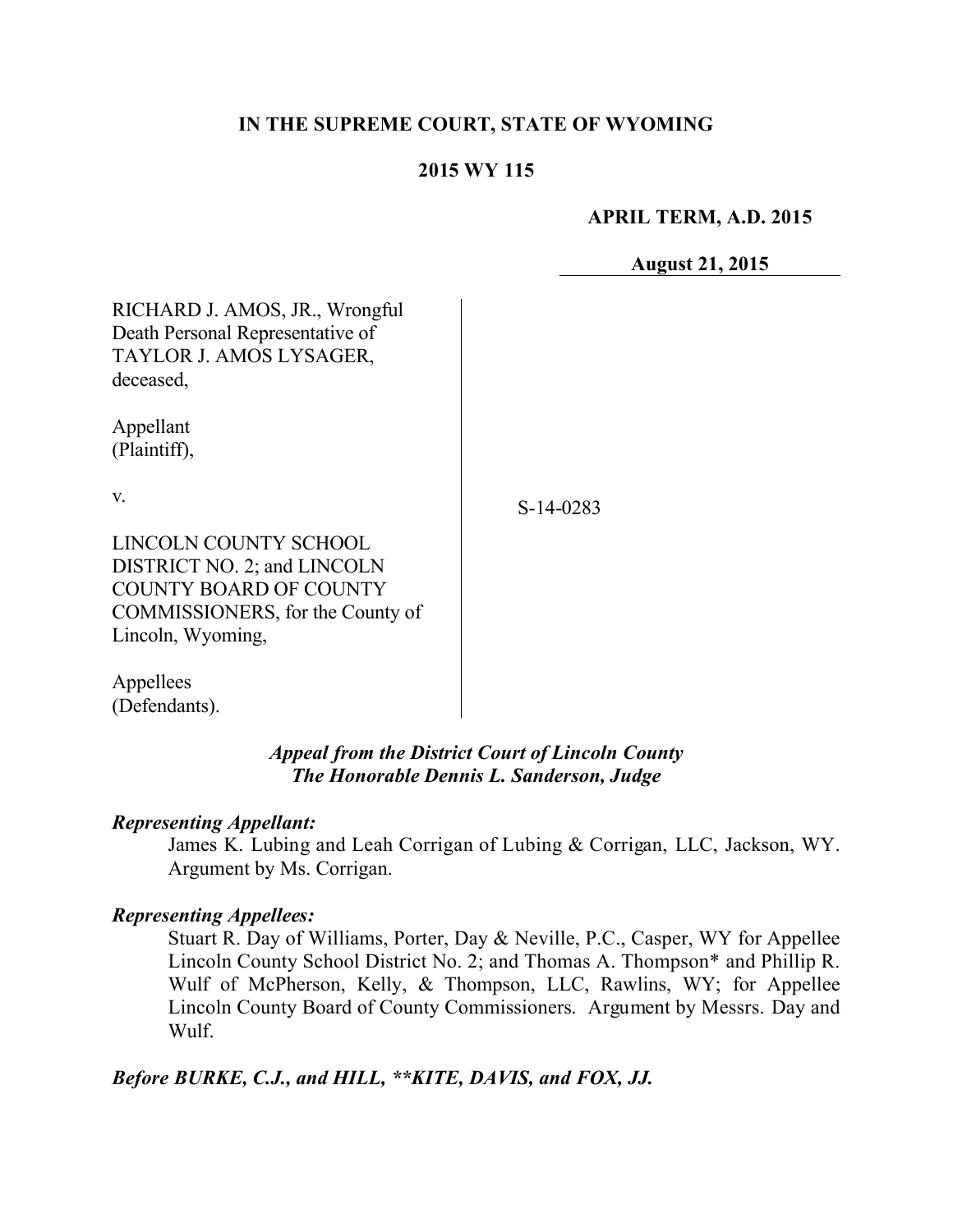**IN THE SUPREME COURT, STATE OF WYOMING**

**2015 WY 115**

**APRIL TERM, A.D. 2015**

**August 21, 2015**

RICHARD J. AMOS, JR., Wrongful Death Personal Representative of TAYLOR J. AMOS LYSAGER, deceased,

Appellant (Plaintiff),

v.

LINCOLN COUNTY SCHOOL DISTRICT NO. 2; and LINCOLN COUNTY BOARD OF COUNTY COMMISSIONERS, for the County of Lincoln, Wyoming,

Appellees (Defendants).

S-14-0283

***Appeal from the District Court of Lincoln County***
***The Honorable Dennis L. Sanderson, Judge***

***Representing Appellant:***

James K. Lubing and Leah Corrigan of Lubing & Corrigan, LLC, Jackson, WY. Argument by Ms. Corrigan.

***Representing Appellees:***

Stuart R. Day of Williams, Porter, Day & Neville, P.C., Casper, WY for Appellee Lincoln County School District No. 2; and Thomas A. Thompson* and Phillip R. Wulf of McPherson, Kelly, & Thompson, LLC, Rawlins, WY; for Appellee Lincoln County Board of County Commissioners. Argument by Messrs. Day and Wulf.

***Before BURKE, C.J., and HILL, **KITE, DAVIS, and FOX, JJ.***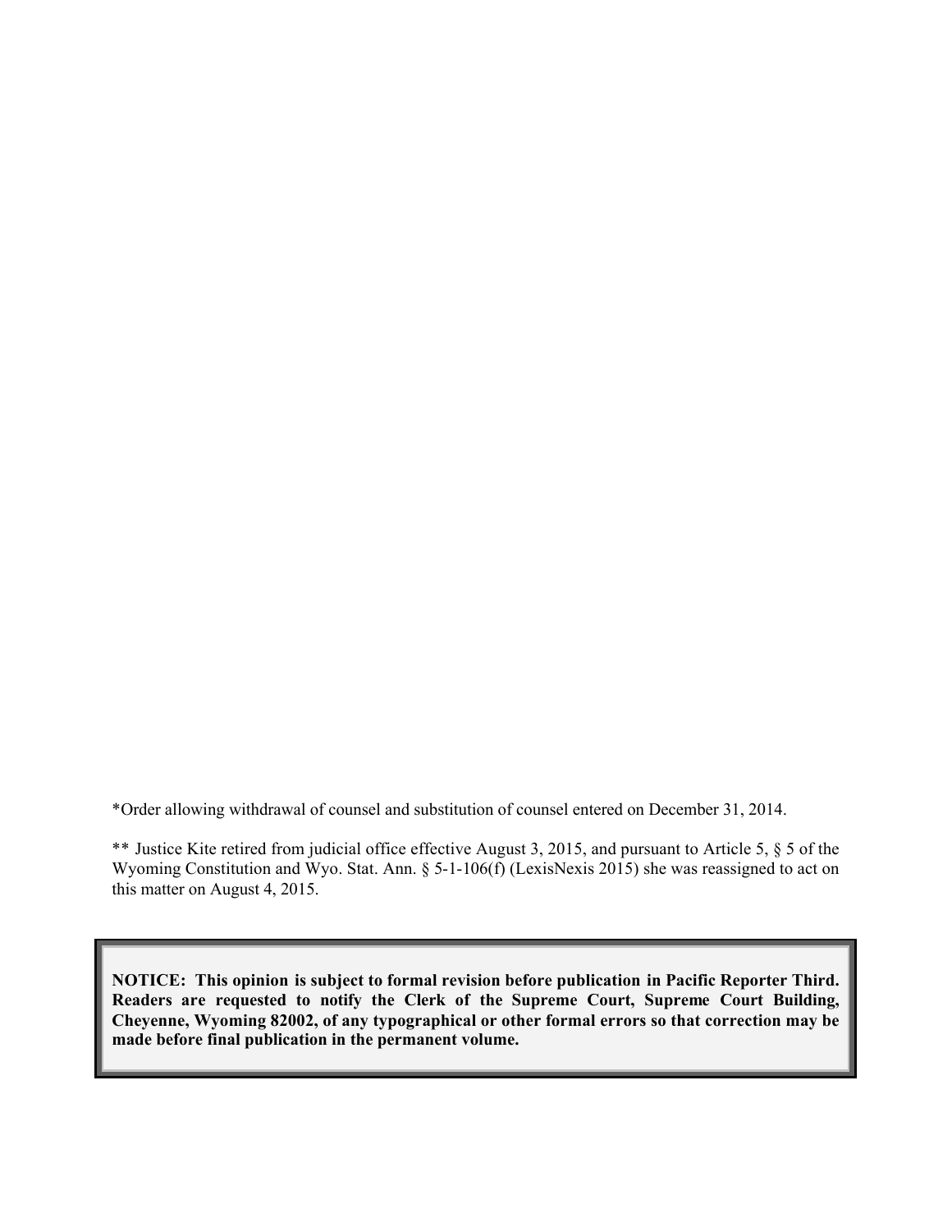*Order allowing withdrawal of counsel and substitution of counsel entered on December 31, 2014.

** Justice Kite retired from judicial office effective August 3, 2015, and pursuant to Article 5, § 5 of the Wyoming Constitution and Wyo. Stat. Ann. § 5-1-106(f) (LexisNexis 2015) she was reassigned to act on this matter on August 4, 2015.

**NOTICE: This opinion is subject to formal revision before publication in Pacific Reporter Third. Readers are requested to notify the Clerk of the Supreme Court, Supreme Court Building, Cheyenne, Wyoming 82002, of any typographical or other formal errors so that correction may be made before final publication in the permanent volume.**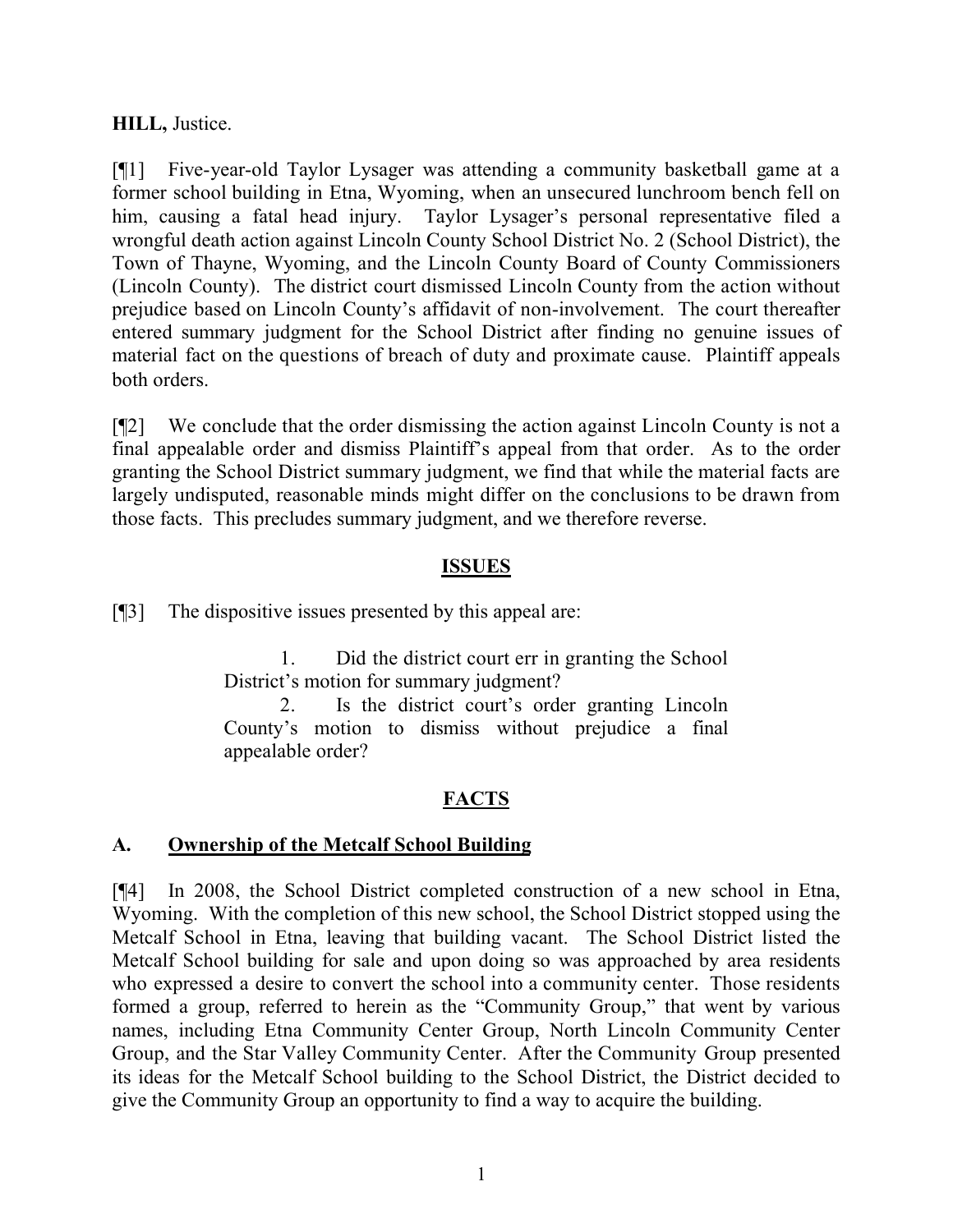**HILL,** Justice.

[¶1] Five-year-old Taylor Lysager was attending a community basketball game at a former school building in Etna, Wyoming, when an unsecured lunchroom bench fell on him, causing a fatal head injury. Taylor Lysager's personal representative filed a wrongful death action against Lincoln County School District No. 2 (School District), the Town of Thayne, Wyoming, and the Lincoln County Board of County Commissioners (Lincoln County). The district court dismissed Lincoln County from the action without prejudice based on Lincoln County's affidavit of non-involvement. The court thereafter entered summary judgment for the School District after finding no genuine issues of material fact on the questions of breach of duty and proximate cause. Plaintiff appeals both orders.

[¶2] We conclude that the order dismissing the action against Lincoln County is not a final appealable order and dismiss Plaintiff's appeal from that order. As to the order granting the School District summary judgment, we find that while the material facts are largely undisputed, reasonable minds might differ on the conclusions to be drawn from those facts. This precludes summary judgment, and we therefore reverse.

## ISSUES

[¶3] The dispositive issues presented by this appeal are:

> 1. Did the district court err in granting the School District's motion for summary judgment?
>
> 2. Is the district court's order granting Lincoln County's motion to dismiss without prejudice a final appealable order?

## FACTS

### A. Ownership of the Metcalf School Building

[¶4] In 2008, the School District completed construction of a new school in Etna, Wyoming. With the completion of this new school, the School District stopped using the Metcalf School in Etna, leaving that building vacant. The School District listed the Metcalf School building for sale and upon doing so was approached by area residents who expressed a desire to convert the school into a community center. Those residents formed a group, referred to herein as the "Community Group," that went by various names, including Etna Community Center Group, North Lincoln Community Center Group, and the Star Valley Community Center. After the Community Group presented its ideas for the Metcalf School building to the School District, the District decided to give the Community Group an opportunity to find a way to acquire the building.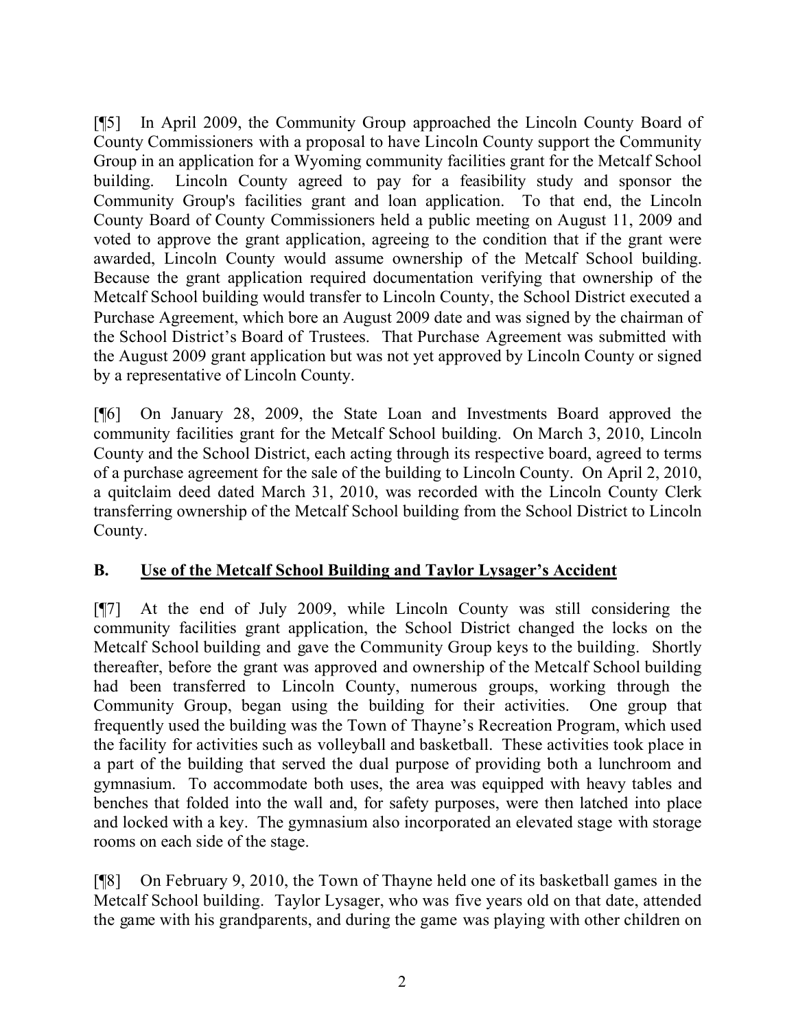[¶5] In April 2009, the Community Group approached the Lincoln County Board of County Commissioners with a proposal to have Lincoln County support the Community Group in an application for a Wyoming community facilities grant for the Metcalf School building. Lincoln County agreed to pay for a feasibility study and sponsor the Community Group's facilities grant and loan application. To that end, the Lincoln County Board of County Commissioners held a public meeting on August 11, 2009 and voted to approve the grant application, agreeing to the condition that if the grant were awarded, Lincoln County would assume ownership of the Metcalf School building. Because the grant application required documentation verifying that ownership of the Metcalf School building would transfer to Lincoln County, the School District executed a Purchase Agreement, which bore an August 2009 date and was signed by the chairman of the School District's Board of Trustees. That Purchase Agreement was submitted with the August 2009 grant application but was not yet approved by Lincoln County or signed by a representative of Lincoln County.

[¶6] On January 28, 2009, the State Loan and Investments Board approved the community facilities grant for the Metcalf School building. On March 3, 2010, Lincoln County and the School District, each acting through its respective board, agreed to terms of a purchase agreement for the sale of the building to Lincoln County. On April 2, 2010, a quitclaim deed dated March 31, 2010, was recorded with the Lincoln County Clerk transferring ownership of the Metcalf School building from the School District to Lincoln County.

## B. Use of the Metcalf School Building and Taylor Lysager's Accident

[¶7] At the end of July 2009, while Lincoln County was still considering the community facilities grant application, the School District changed the locks on the Metcalf School building and gave the Community Group keys to the building. Shortly thereafter, before the grant was approved and ownership of the Metcalf School building had been transferred to Lincoln County, numerous groups, working through the Community Group, began using the building for their activities. One group that frequently used the building was the Town of Thayne's Recreation Program, which used the facility for activities such as volleyball and basketball. These activities took place in a part of the building that served the dual purpose of providing both a lunchroom and gymnasium. To accommodate both uses, the area was equipped with heavy tables and benches that folded into the wall and, for safety purposes, were then latched into place and locked with a key. The gymnasium also incorporated an elevated stage with storage rooms on each side of the stage.

[¶8] On February 9, 2010, the Town of Thayne held one of its basketball games in the Metcalf School building. Taylor Lysager, who was five years old on that date, attended the game with his grandparents, and during the game was playing with other children on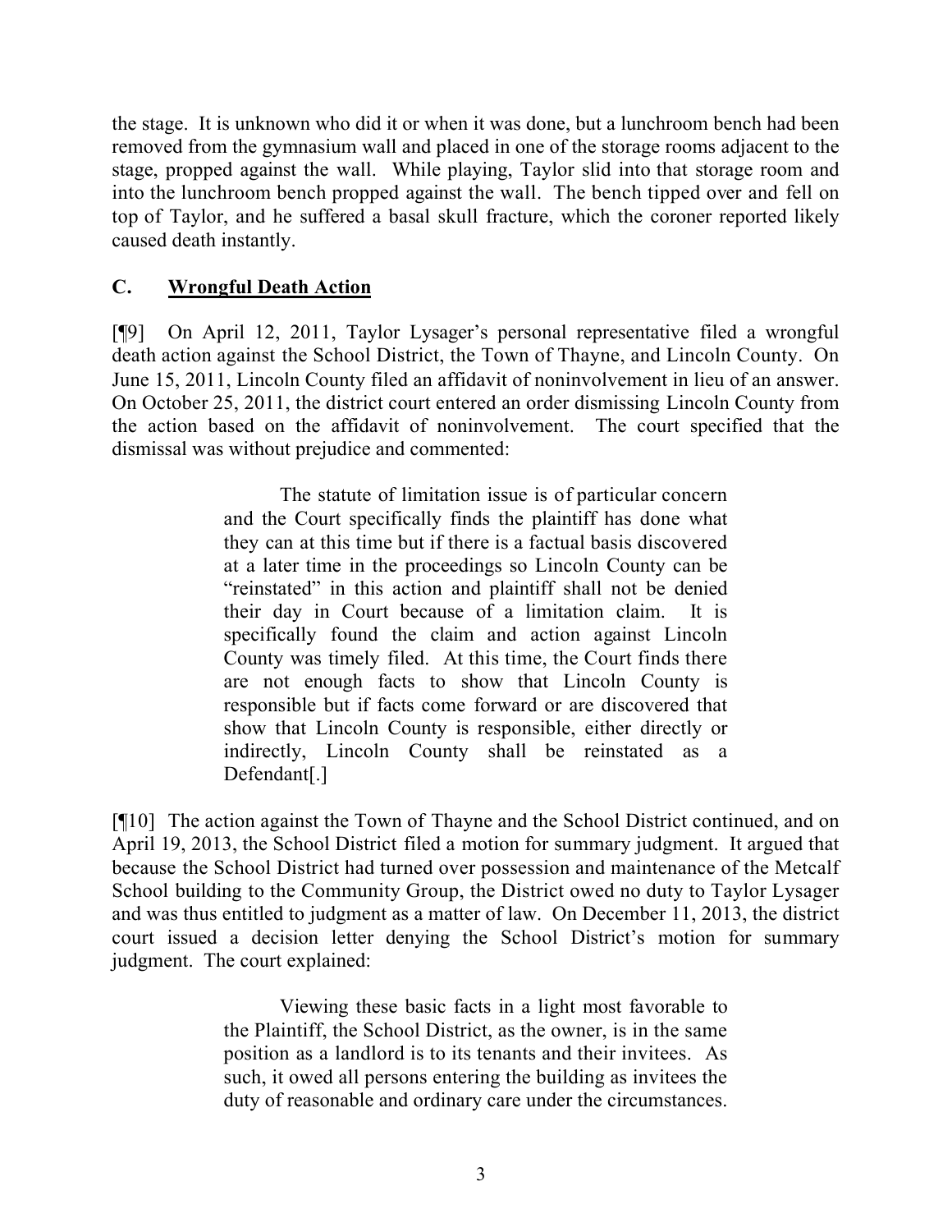the stage. It is unknown who did it or when it was done, but a lunchroom bench had been removed from the gymnasium wall and placed in one of the storage rooms adjacent to the stage, propped against the wall. While playing, Taylor slid into that storage room and into the lunchroom bench propped against the wall. The bench tipped over and fell on top of Taylor, and he suffered a basal skull fracture, which the coroner reported likely caused death instantly.

### C. **Wrongful Death Action**

[¶9] On April 12, 2011, Taylor Lysager's personal representative filed a wrongful death action against the School District, the Town of Thayne, and Lincoln County. On June 15, 2011, Lincoln County filed an affidavit of noninvolvement in lieu of an answer. On October 25, 2011, the district court entered an order dismissing Lincoln County from the action based on the affidavit of noninvolvement. The court specified that the dismissal was without prejudice and commented:

> The statute of limitation issue is of particular concern and the Court specifically finds the plaintiff has done what they can at this time but if there is a factual basis discovered at a later time in the proceedings so Lincoln County can be "reinstated" in this action and plaintiff shall not be denied their day in Court because of a limitation claim. It is specifically found the claim and action against Lincoln County was timely filed. At this time, the Court finds there are not enough facts to show that Lincoln County is responsible but if facts come forward or are discovered that show that Lincoln County is responsible, either directly or indirectly, Lincoln County shall be reinstated as a Defendant[.]

[¶10] The action against the Town of Thayne and the School District continued, and on April 19, 2013, the School District filed a motion for summary judgment. It argued that because the School District had turned over possession and maintenance of the Metcalf School building to the Community Group, the District owed no duty to Taylor Lysager and was thus entitled to judgment as a matter of law. On December 11, 2013, the district court issued a decision letter denying the School District's motion for summary judgment. The court explained:

> Viewing these basic facts in a light most favorable to the Plaintiff, the School District, as the owner, is in the same position as a landlord is to its tenants and their invitees. As such, it owed all persons entering the building as invitees the duty of reasonable and ordinary care under the circumstances.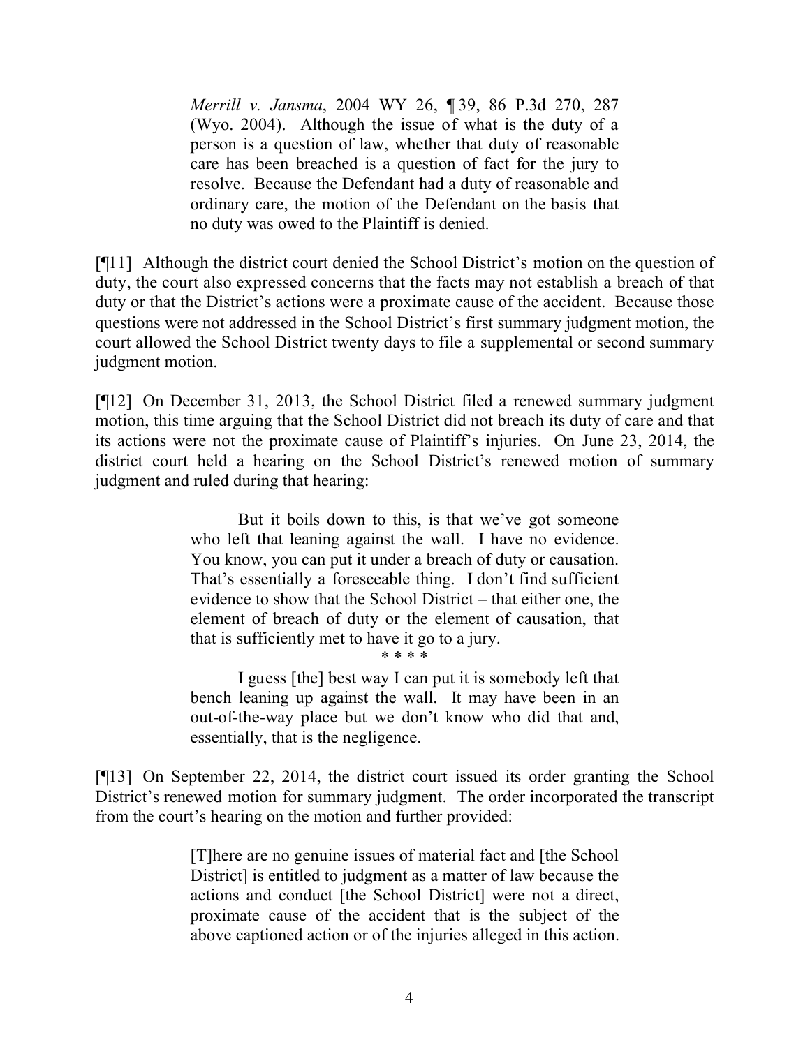> *Merrill v. Jansma*, 2004 WY 26, ¶ 39, 86 P.3d 270, 287 (Wyo. 2004). Although the issue of what is the duty of a person is a question of law, whether that duty of reasonable care has been breached is a question of fact for the jury to resolve. Because the Defendant had a duty of reasonable and ordinary care, the motion of the Defendant on the basis that no duty was owed to the Plaintiff is denied.

[¶11] Although the district court denied the School District's motion on the question of duty, the court also expressed concerns that the facts may not establish a breach of that duty or that the District's actions were a proximate cause of the accident. Because those questions were not addressed in the School District's first summary judgment motion, the court allowed the School District twenty days to file a supplemental or second summary judgment motion.

[¶12] On December 31, 2013, the School District filed a renewed summary judgment motion, this time arguing that the School District did not breach its duty of care and that its actions were not the proximate cause of Plaintiff's injuries. On June 23, 2014, the district court held a hearing on the School District's renewed motion of summary judgment and ruled during that hearing:

> But it boils down to this, is that we've got someone who left that leaning against the wall. I have no evidence. You know, you can put it under a breach of duty or causation. That's essentially a foreseeable thing. I don't find sufficient evidence to show that the School District – that either one, the element of breach of duty or the element of causation, that that is sufficiently met to have it go to a jury.
>
> \* \* \* \*
>
> I guess [the] best way I can put it is somebody left that bench leaning up against the wall. It may have been in an out-of-the-way place but we don't know who did that and, essentially, that is the negligence.

[¶13] On September 22, 2014, the district court issued its order granting the School District's renewed motion for summary judgment. The order incorporated the transcript from the court's hearing on the motion and further provided:

> [T]here are no genuine issues of material fact and [the School District] is entitled to judgment as a matter of law because the actions and conduct [the School District] were not a direct, proximate cause of the accident that is the subject of the above captioned action or of the injuries alleged in this action.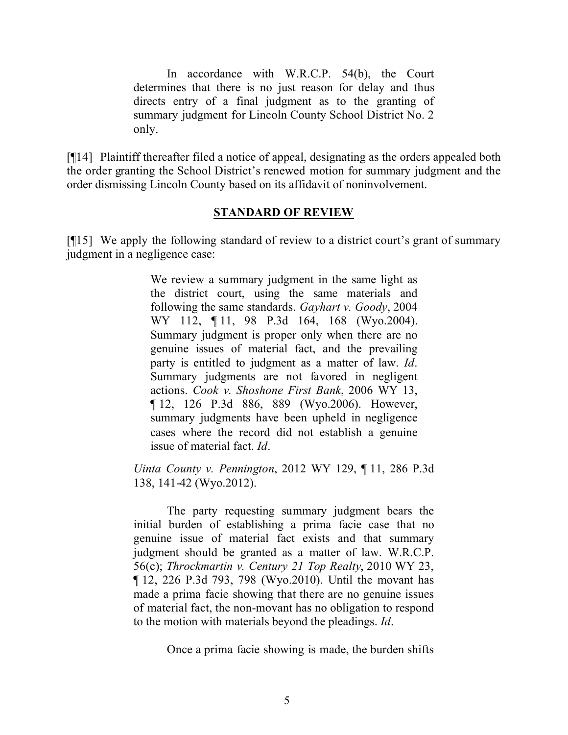> In accordance with W.R.C.P. 54(b), the Court determines that there is no just reason for delay and thus directs entry of a final judgment as to the granting of summary judgment for Lincoln County School District No. 2 only.

[¶14] Plaintiff thereafter filed a notice of appeal, designating as the orders appealed both the order granting the School District's renewed motion for summary judgment and the order dismissing Lincoln County based on its affidavit of noninvolvement.

## STANDARD OF REVIEW

[¶15] We apply the following standard of review to a district court's grant of summary judgment in a negligence case:

> > We review a summary judgment in the same light as the district court, using the same materials and following the same standards. *Gayhart v. Goody*, 2004 WY 112, ¶ 11, 98 P.3d 164, 168 (Wyo.2004). Summary judgment is proper only when there are no genuine issues of material fact, and the prevailing party is entitled to judgment as a matter of law. *Id*. Summary judgments are not favored in negligent actions. *Cook v. Shoshone First Bank*, 2006 WY 13, ¶ 12, 126 P.3d 886, 889 (Wyo.2006). However, summary judgments have been upheld in negligence cases where the record did not establish a genuine issue of material fact. *Id*.
>
> *Uinta County v. Pennington*, 2012 WY 129, ¶ 11, 286 P.3d 138, 141-42 (Wyo.2012).
>
> The party requesting summary judgment bears the initial burden of establishing a prima facie case that no genuine issue of material fact exists and that summary judgment should be granted as a matter of law. W.R.C.P. 56(c); *Throckmartin v. Century 21 Top Realty*, 2010 WY 23, ¶ 12, 226 P.3d 793, 798 (Wyo.2010). Until the movant has made a prima facie showing that there are no genuine issues of material fact, the non-movant has no obligation to respond to the motion with materials beyond the pleadings. *Id*.
>
> Once a prima facie showing is made, the burden shifts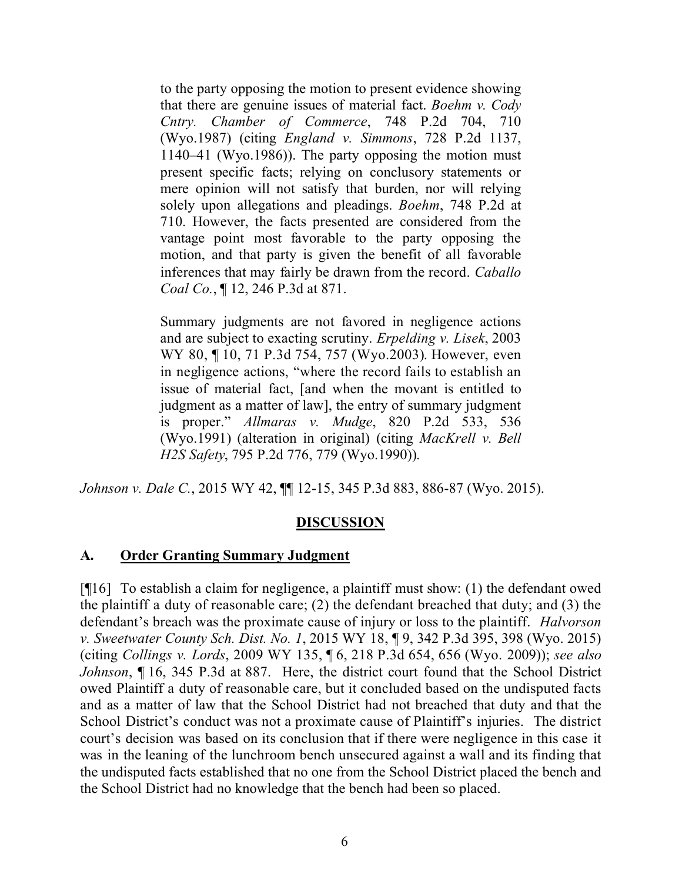> to the party opposing the motion to present evidence showing that there are genuine issues of material fact. *Boehm v. Cody Cntry. Chamber of Commerce*, 748 P.2d 704, 710 (Wyo.1987) (citing *England v. Simmons*, 728 P.2d 1137, 1140–41 (Wyo.1986)). The party opposing the motion must present specific facts; relying on conclusory statements or mere opinion will not satisfy that burden, nor will relying solely upon allegations and pleadings. *Boehm*, 748 P.2d at 710. However, the facts presented are considered from the vantage point most favorable to the party opposing the motion, and that party is given the benefit of all favorable inferences that may fairly be drawn from the record. *Caballo Coal Co.*, ¶ 12, 246 P.3d at 871.
>
> Summary judgments are not favored in negligence actions and are subject to exacting scrutiny. *Erpelding v. Lisek*, 2003 WY 80, ¶ 10, 71 P.3d 754, 757 (Wyo.2003). However, even in negligence actions, "where the record fails to establish an issue of material fact, [and when the movant is entitled to judgment as a matter of law], the entry of summary judgment is proper." *Allmaras v. Mudge*, 820 P.2d 533, 536 (Wyo.1991) (alteration in original) (citing *MacKrell v. Bell H2S Safety*, 795 P.2d 776, 779 (Wyo.1990)).

*Johnson v. Dale C.*, 2015 WY 42, ¶¶ 12-15, 345 P.3d 883, 886-87 (Wyo. 2015).

## DISCUSSION

### A. Order Granting Summary Judgment

[¶16] To establish a claim for negligence, a plaintiff must show: (1) the defendant owed the plaintiff a duty of reasonable care; (2) the defendant breached that duty; and (3) the defendant's breach was the proximate cause of injury or loss to the plaintiff. *Halvorson v. Sweetwater County Sch. Dist. No. 1*, 2015 WY 18, ¶ 9, 342 P.3d 395, 398 (Wyo. 2015) (citing *Collings v. Lords*, 2009 WY 135, ¶ 6, 218 P.3d 654, 656 (Wyo. 2009)); *see also Johnson*, ¶ 16, 345 P.3d at 887. Here, the district court found that the School District owed Plaintiff a duty of reasonable care, but it concluded based on the undisputed facts and as a matter of law that the School District had not breached that duty and that the School District's conduct was not a proximate cause of Plaintiff's injuries. The district court's decision was based on its conclusion that if there were negligence in this case it was in the leaning of the lunchroom bench unsecured against a wall and its finding that the undisputed facts established that no one from the School District placed the bench and the School District had no knowledge that the bench had been so placed.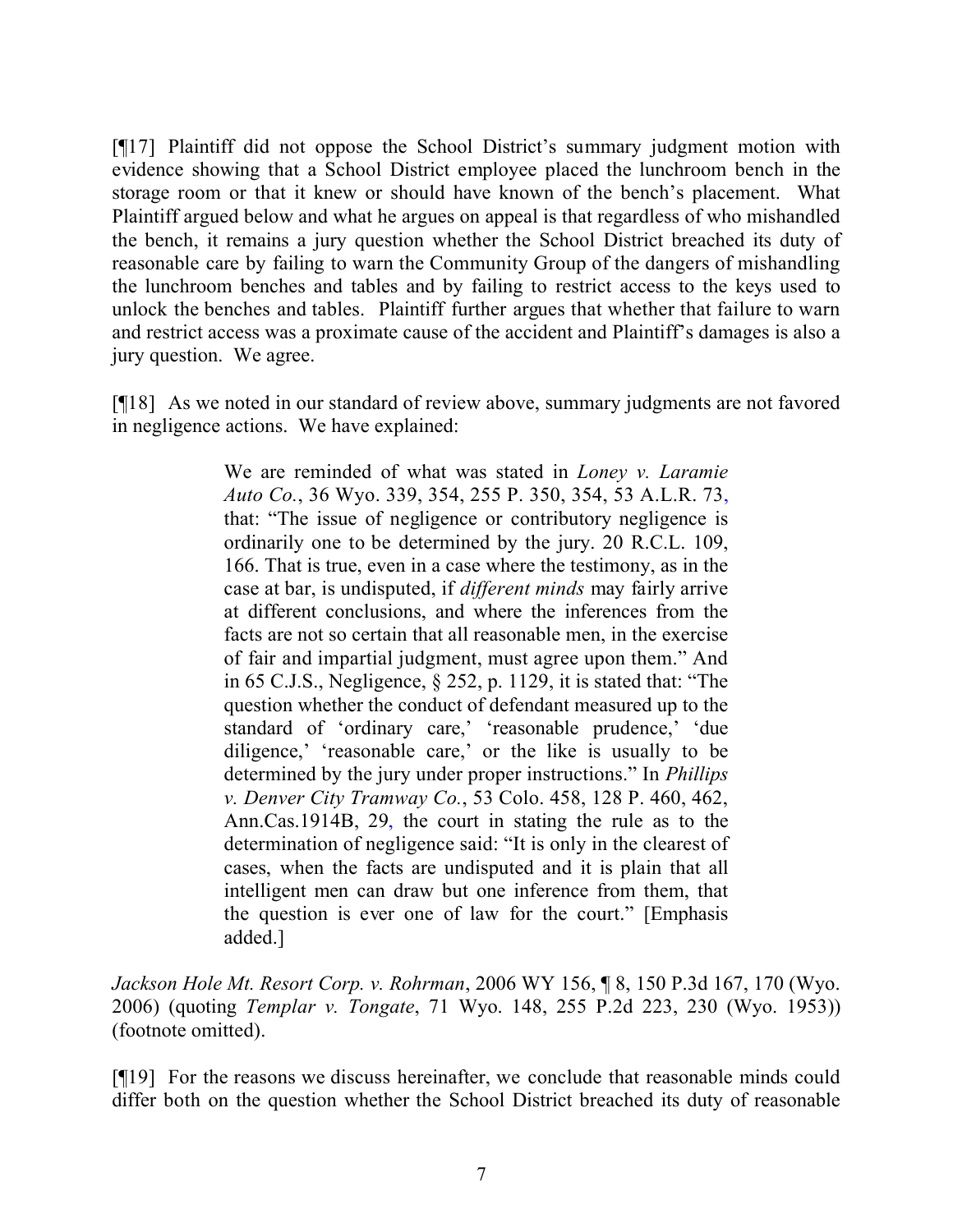[¶17] Plaintiff did not oppose the School District's summary judgment motion with evidence showing that a School District employee placed the lunchroom bench in the storage room or that it knew or should have known of the bench's placement. What Plaintiff argued below and what he argues on appeal is that regardless of who mishandled the bench, it remains a jury question whether the School District breached its duty of reasonable care by failing to warn the Community Group of the dangers of mishandling the lunchroom benches and tables and by failing to restrict access to the keys used to unlock the benches and tables. Plaintiff further argues that whether that failure to warn and restrict access was a proximate cause of the accident and Plaintiff's damages is also a jury question. We agree.

[¶18] As we noted in our standard of review above, summary judgments are not favored in negligence actions. We have explained:

> We are reminded of what was stated in *Loney v. Laramie Auto Co.*, 36 Wyo. 339, 354, 255 P. 350, 354, 53 A.L.R. 73, that: "The issue of negligence or contributory negligence is ordinarily one to be determined by the jury. 20 R.C.L. 109, 166. That is true, even in a case where the testimony, as in the case at bar, is undisputed, if *different minds* may fairly arrive at different conclusions, and where the inferences from the facts are not so certain that all reasonable men, in the exercise of fair and impartial judgment, must agree upon them." And in 65 C.J.S., Negligence, § 252, p. 1129, it is stated that: "The question whether the conduct of defendant measured up to the standard of 'ordinary care,' 'reasonable prudence,' 'due diligence,' 'reasonable care,' or the like is usually to be determined by the jury under proper instructions." In *Phillips v. Denver City Tramway Co.*, 53 Colo. 458, 128 P. 460, 462, Ann.Cas.1914B, 29, the court in stating the rule as to the determination of negligence said: "It is only in the clearest of cases, when the facts are undisputed and it is plain that all intelligent men can draw but one inference from them, that the question is ever one of law for the court." [Emphasis added.]

*Jackson Hole Mt. Resort Corp. v. Rohrman*, 2006 WY 156, ¶ 8, 150 P.3d 167, 170 (Wyo. 2006) (quoting *Templar v. Tongate*, 71 Wyo. 148, 255 P.2d 223, 230 (Wyo. 1953)) (footnote omitted).

[¶19] For the reasons we discuss hereinafter, we conclude that reasonable minds could differ both on the question whether the School District breached its duty of reasonable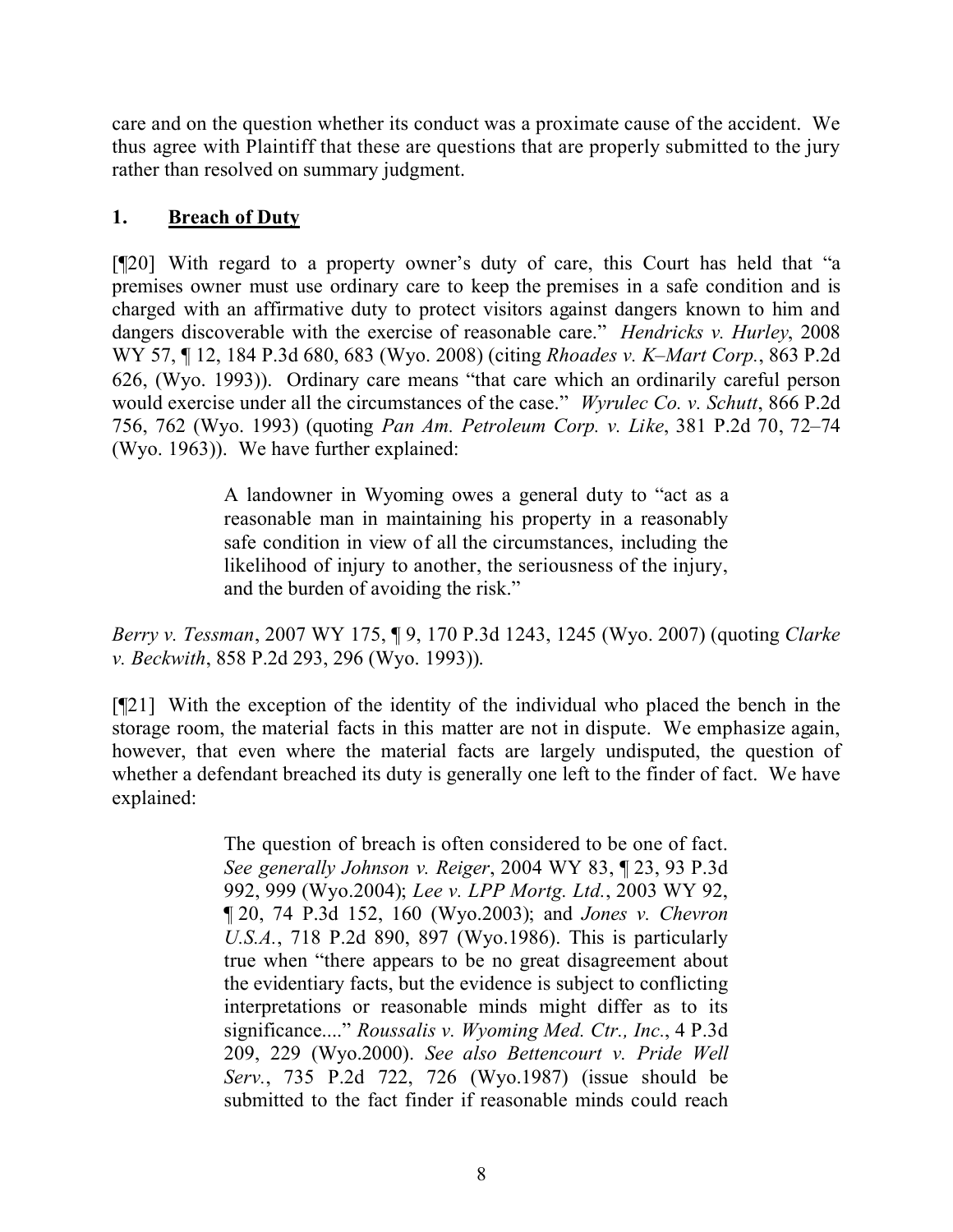care and on the question whether its conduct was a proximate cause of the accident. We thus agree with Plaintiff that these are questions that are properly submitted to the jury rather than resolved on summary judgment.

## 1. **Breach of Duty**

[¶20] With regard to a property owner's duty of care, this Court has held that "a premises owner must use ordinary care to keep the premises in a safe condition and is charged with an affirmative duty to protect visitors against dangers known to him and dangers discoverable with the exercise of reasonable care." *Hendricks v. Hurley*, 2008 WY 57, ¶ 12, 184 P.3d 680, 683 (Wyo. 2008) (citing *Rhoades v. K–Mart Corp.*, 863 P.2d 626, (Wyo. 1993)). Ordinary care means "that care which an ordinarily careful person would exercise under all the circumstances of the case." *Wyrulec Co. v. Schutt*, 866 P.2d 756, 762 (Wyo. 1993) (quoting *Pan Am. Petroleum Corp. v. Like*, 381 P.2d 70, 72–74 (Wyo. 1963)). We have further explained:

> A landowner in Wyoming owes a general duty to "act as a reasonable man in maintaining his property in a reasonably safe condition in view of all the circumstances, including the likelihood of injury to another, the seriousness of the injury, and the burden of avoiding the risk."

*Berry v. Tessman*, 2007 WY 175, ¶ 9, 170 P.3d 1243, 1245 (Wyo. 2007) (quoting *Clarke v. Beckwith*, 858 P.2d 293, 296 (Wyo. 1993)).

[¶21] With the exception of the identity of the individual who placed the bench in the storage room, the material facts in this matter are not in dispute. We emphasize again, however, that even where the material facts are largely undisputed, the question of whether a defendant breached its duty is generally one left to the finder of fact. We have explained:

> The question of breach is often considered to be one of fact. *See generally Johnson v. Reiger*, 2004 WY 83, ¶ 23, 93 P.3d 992, 999 (Wyo.2004); *Lee v. LPP Mortg. Ltd.*, 2003 WY 92, ¶ 20, 74 P.3d 152, 160 (Wyo.2003); and *Jones v. Chevron U.S.A.*, 718 P.2d 890, 897 (Wyo.1986). This is particularly true when "there appears to be no great disagreement about the evidentiary facts, but the evidence is subject to conflicting interpretations or reasonable minds might differ as to its significance...." *Roussalis v. Wyoming Med. Ctr., Inc.*, 4 P.3d 209, 229 (Wyo.2000). *See also Bettencourt v. Pride Well Serv.*, 735 P.2d 722, 726 (Wyo.1987) (issue should be submitted to the fact finder if reasonable minds could reach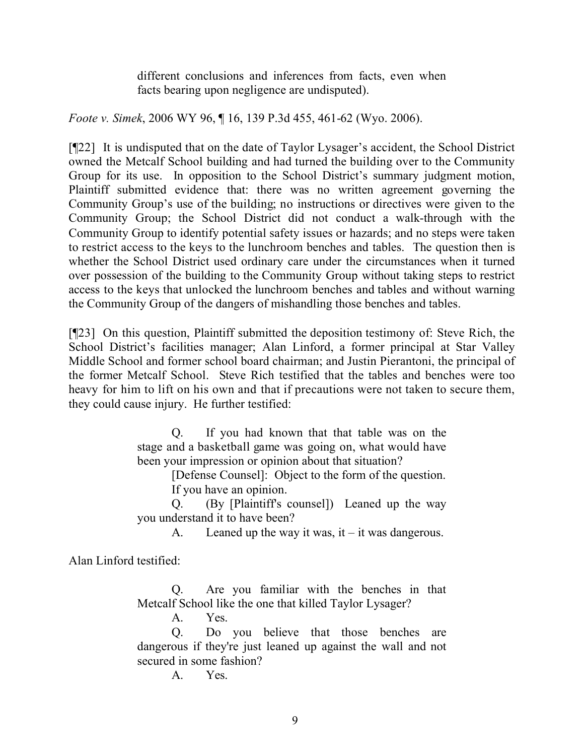> different conclusions and inferences from facts, even when facts bearing upon negligence are undisputed).

*Foote v. Simek*, 2006 WY 96, ¶ 16, 139 P.3d 455, 461-62 (Wyo. 2006).

[¶22] It is undisputed that on the date of Taylor Lysager's accident, the School District owned the Metcalf School building and had turned the building over to the Community Group for its use. In opposition to the School District's summary judgment motion, Plaintiff submitted evidence that: there was no written agreement governing the Community Group's use of the building; no instructions or directives were given to the Community Group; the School District did not conduct a walk-through with the Community Group to identify potential safety issues or hazards; and no steps were taken to restrict access to the keys to the lunchroom benches and tables. The question then is whether the School District used ordinary care under the circumstances when it turned over possession of the building to the Community Group without taking steps to restrict access to the keys that unlocked the lunchroom benches and tables and without warning the Community Group of the dangers of mishandling those benches and tables.

[¶23] On this question, Plaintiff submitted the deposition testimony of: Steve Rich, the School District's facilities manager; Alan Linford, a former principal at Star Valley Middle School and former school board chairman; and Justin Pierantoni, the principal of the former Metcalf School. Steve Rich testified that the tables and benches were too heavy for him to lift on his own and that if precautions were not taken to secure them, they could cause injury. He further testified:

> Q. If you had known that that table was on the stage and a basketball game was going on, what would have been your impression or opinion about that situation?
>
> [Defense Counsel]: Object to the form of the question. If you have an opinion.
>
> Q. (By [Plaintiff's counsel]) Leaned up the way you understand it to have been?
>
> A. Leaned up the way it was, it – it was dangerous.

Alan Linford testified:

> Q. Are you familiar with the benches in that Metcalf School like the one that killed Taylor Lysager?
>
> A. Yes.
>
> Q. Do you believe that those benches are dangerous if they're just leaned up against the wall and not secured in some fashion?
>
> A. Yes.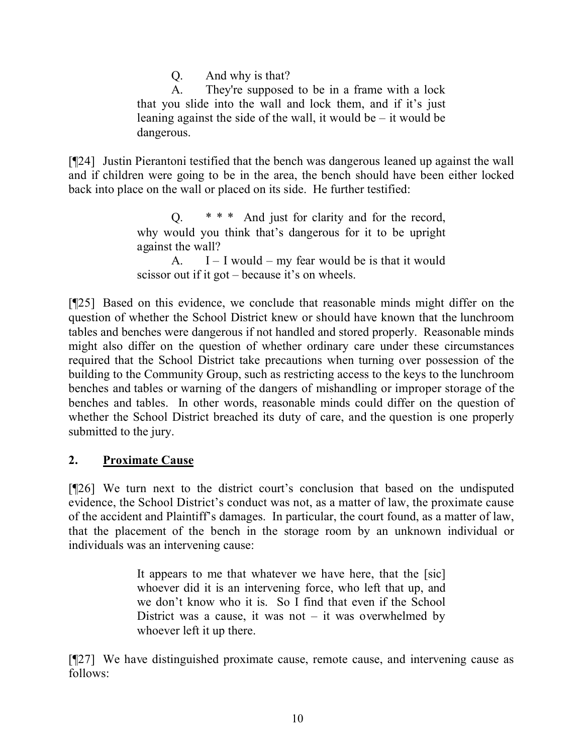> Q. And why is that?
>
> A. They're supposed to be in a frame with a lock that you slide into the wall and lock them, and if it's just leaning against the side of the wall, it would be – it would be dangerous.

[¶24] Justin Pierantoni testified that the bench was dangerous leaned up against the wall and if children were going to be in the area, the bench should have been either locked back into place on the wall or placed on its side. He further testified:

> Q. * * * And just for clarity and for the record, why would you think that's dangerous for it to be upright against the wall?
>
> A. I – I would – my fear would be is that it would scissor out if it got – because it's on wheels.

[¶25] Based on this evidence, we conclude that reasonable minds might differ on the question of whether the School District knew or should have known that the lunchroom tables and benches were dangerous if not handled and stored properly. Reasonable minds might also differ on the question of whether ordinary care under these circumstances required that the School District take precautions when turning over possession of the building to the Community Group, such as restricting access to the keys to the lunchroom benches and tables or warning of the dangers of mishandling or improper storage of the benches and tables. In other words, reasonable minds could differ on the question of whether the School District breached its duty of care, and the question is one properly submitted to the jury.

## 2. <u>Proximate Cause</u>

[¶26] We turn next to the district court's conclusion that based on the undisputed evidence, the School District's conduct was not, as a matter of law, the proximate cause of the accident and Plaintiff's damages. In particular, the court found, as a matter of law, that the placement of the bench in the storage room by an unknown individual or individuals was an intervening cause:

> It appears to me that whatever we have here, that the [sic] whoever did it is an intervening force, who left that up, and we don't know who it is. So I find that even if the School District was a cause, it was not – it was overwhelmed by whoever left it up there.

[¶27] We have distinguished proximate cause, remote cause, and intervening cause as follows: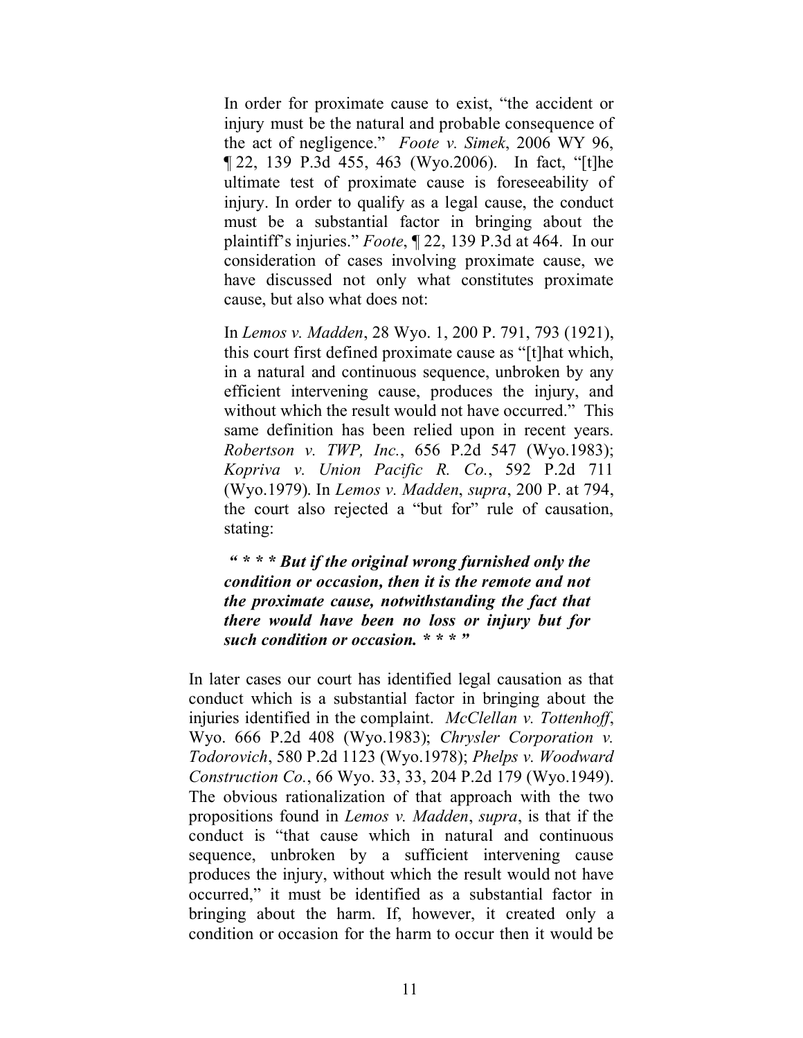> In order for proximate cause to exist, "the accident or injury must be the natural and probable consequence of the act of negligence." *Foote v. Simek*, 2006 WY 96, ¶ 22, 139 P.3d 455, 463 (Wyo.2006). In fact, "[t]he ultimate test of proximate cause is foreseeability of injury. In order to qualify as a legal cause, the conduct must be a substantial factor in bringing about the plaintiff's injuries." *Foote*, ¶ 22, 139 P.3d at 464. In our consideration of cases involving proximate cause, we have discussed not only what constitutes proximate cause, but also what does not:
>
> In *Lemos v. Madden*, 28 Wyo. 1, 200 P. 791, 793 (1921), this court first defined proximate cause as "[t]hat which, in a natural and continuous sequence, unbroken by any efficient intervening cause, produces the injury, and without which the result would not have occurred." This same definition has been relied upon in recent years. *Robertson v. TWP, Inc.*, 656 P.2d 547 (Wyo.1983); *Kopriva v. Union Pacific R. Co.*, 592 P.2d 711 (Wyo.1979). In *Lemos v. Madden*, *supra*, 200 P. at 794, the court also rejected a "but for" rule of causation, stating:
>
> > ***" * * * But if the original wrong furnished only the condition or occasion, then it is the remote and not the proximate cause, notwithstanding the fact that there would have been no loss or injury but for such condition or occasion. * * * "***
>
> In later cases our court has identified legal causation as that conduct which is a substantial factor in bringing about the injuries identified in the complaint. *McClellan v. Tottenhoff*, Wyo. 666 P.2d 408 (Wyo.1983); *Chrysler Corporation v. Todorovich*, 580 P.2d 1123 (Wyo.1978); *Phelps v. Woodward Construction Co.*, 66 Wyo. 33, 33, 204 P.2d 179 (Wyo.1949). The obvious rationalization of that approach with the two propositions found in *Lemos v. Madden*, *supra*, is that if the conduct is "that cause which in natural and continuous sequence, unbroken by a sufficient intervening cause produces the injury, without which the result would not have occurred," it must be identified as a substantial factor in bringing about the harm. If, however, it created only a condition or occasion for the harm to occur then it would be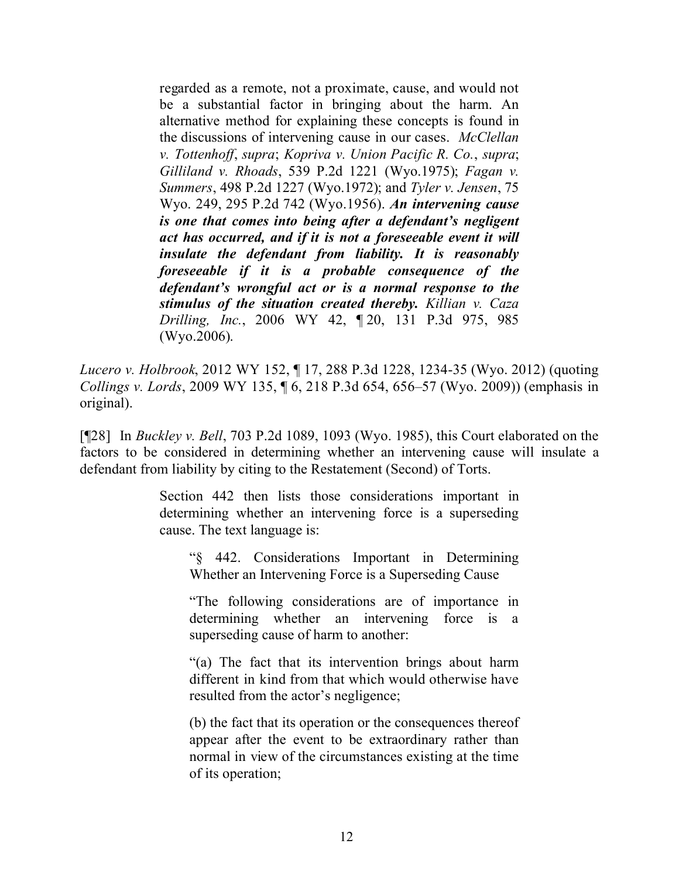> regarded as a remote, not a proximate, cause, and would not be a substantial factor in bringing about the harm. An alternative method for explaining these concepts is found in the discussions of intervening cause in our cases. *McClellan v. Tottenhoff*, *supra*; *Kopriva v. Union Pacific R. Co.*, *supra*; *Gilliland v. Rhoads*, 539 P.2d 1221 (Wyo.1975); *Fagan v. Summers*, 498 P.2d 1227 (Wyo.1972); and *Tyler v. Jensen*, 75 Wyo. 249, 295 P.2d 742 (Wyo.1956). ***An intervening cause is one that comes into being after a defendant's negligent act has occurred, and if it is not a foreseeable event it will insulate the defendant from liability. It is reasonably foreseeable if it is a probable consequence of the defendant's wrongful act or is a normal response to the stimulus of the situation created thereby.*** *Killian v. Caza Drilling, Inc.*, 2006 WY 42, ¶ 20, 131 P.3d 975, 985 (Wyo.2006).

*Lucero v. Holbrook*, 2012 WY 152, ¶ 17, 288 P.3d 1228, 1234-35 (Wyo. 2012) (quoting *Collings v. Lords*, 2009 WY 135, ¶ 6, 218 P.3d 654, 656–57 (Wyo. 2009)) (emphasis in original).

[¶28] In *Buckley v. Bell*, 703 P.2d 1089, 1093 (Wyo. 1985), this Court elaborated on the factors to be considered in determining whether an intervening cause will insulate a defendant from liability by citing to the Restatement (Second) of Torts.

> Section 442 then lists those considerations important in determining whether an intervening force is a superseding cause. The text language is:
>
> > "§ 442. Considerations Important in Determining Whether an Intervening Force is a Superseding Cause
> >
> > "The following considerations are of importance in determining whether an intervening force is a superseding cause of harm to another:
> >
> > "(a) The fact that its intervention brings about harm different in kind from that which would otherwise have resulted from the actor's negligence;
> >
> > (b) the fact that its operation or the consequences thereof appear after the event to be extraordinary rather than normal in view of the circumstances existing at the time of its operation;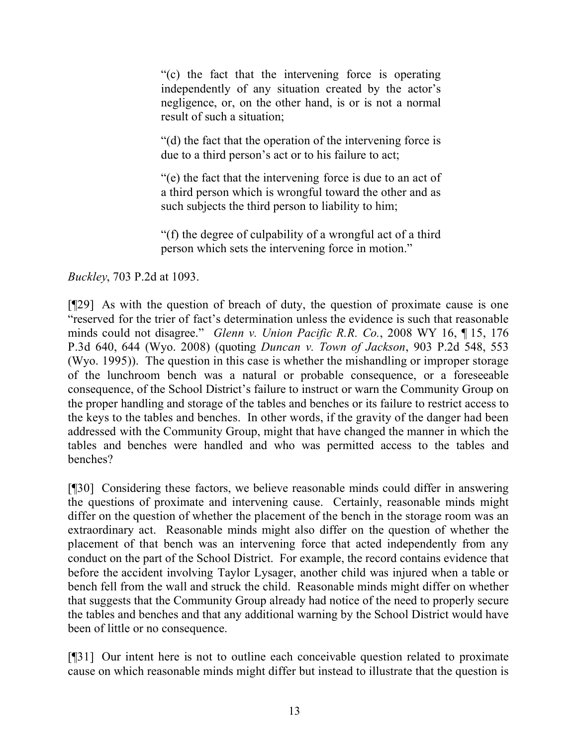> "(c) the fact that the intervening force is operating independently of any situation created by the actor's negligence, or, on the other hand, is or is not a normal result of such a situation;
>
> "(d) the fact that the operation of the intervening force is due to a third person's act or to his failure to act;
>
> "(e) the fact that the intervening force is due to an act of a third person which is wrongful toward the other and as such subjects the third person to liability to him;
>
> "(f) the degree of culpability of a wrongful act of a third person which sets the intervening force in motion."

*Buckley*, 703 P.2d at 1093.

[¶29] As with the question of breach of duty, the question of proximate cause is one "reserved for the trier of fact's determination unless the evidence is such that reasonable minds could not disagree." *Glenn v. Union Pacific R.R. Co.*, 2008 WY 16, ¶ 15, 176 P.3d 640, 644 (Wyo. 2008) (quoting *Duncan v. Town of Jackson*, 903 P.2d 548, 553 (Wyo. 1995)). The question in this case is whether the mishandling or improper storage of the lunchroom bench was a natural or probable consequence, or a foreseeable consequence, of the School District's failure to instruct or warn the Community Group on the proper handling and storage of the tables and benches or its failure to restrict access to the keys to the tables and benches. In other words, if the gravity of the danger had been addressed with the Community Group, might that have changed the manner in which the tables and benches were handled and who was permitted access to the tables and benches?

[¶30] Considering these factors, we believe reasonable minds could differ in answering the questions of proximate and intervening cause. Certainly, reasonable minds might differ on the question of whether the placement of the bench in the storage room was an extraordinary act. Reasonable minds might also differ on the question of whether the placement of that bench was an intervening force that acted independently from any conduct on the part of the School District. For example, the record contains evidence that before the accident involving Taylor Lysager, another child was injured when a table or bench fell from the wall and struck the child. Reasonable minds might differ on whether that suggests that the Community Group already had notice of the need to properly secure the tables and benches and that any additional warning by the School District would have been of little or no consequence.

[¶31] Our intent here is not to outline each conceivable question related to proximate cause on which reasonable minds might differ but instead to illustrate that the question is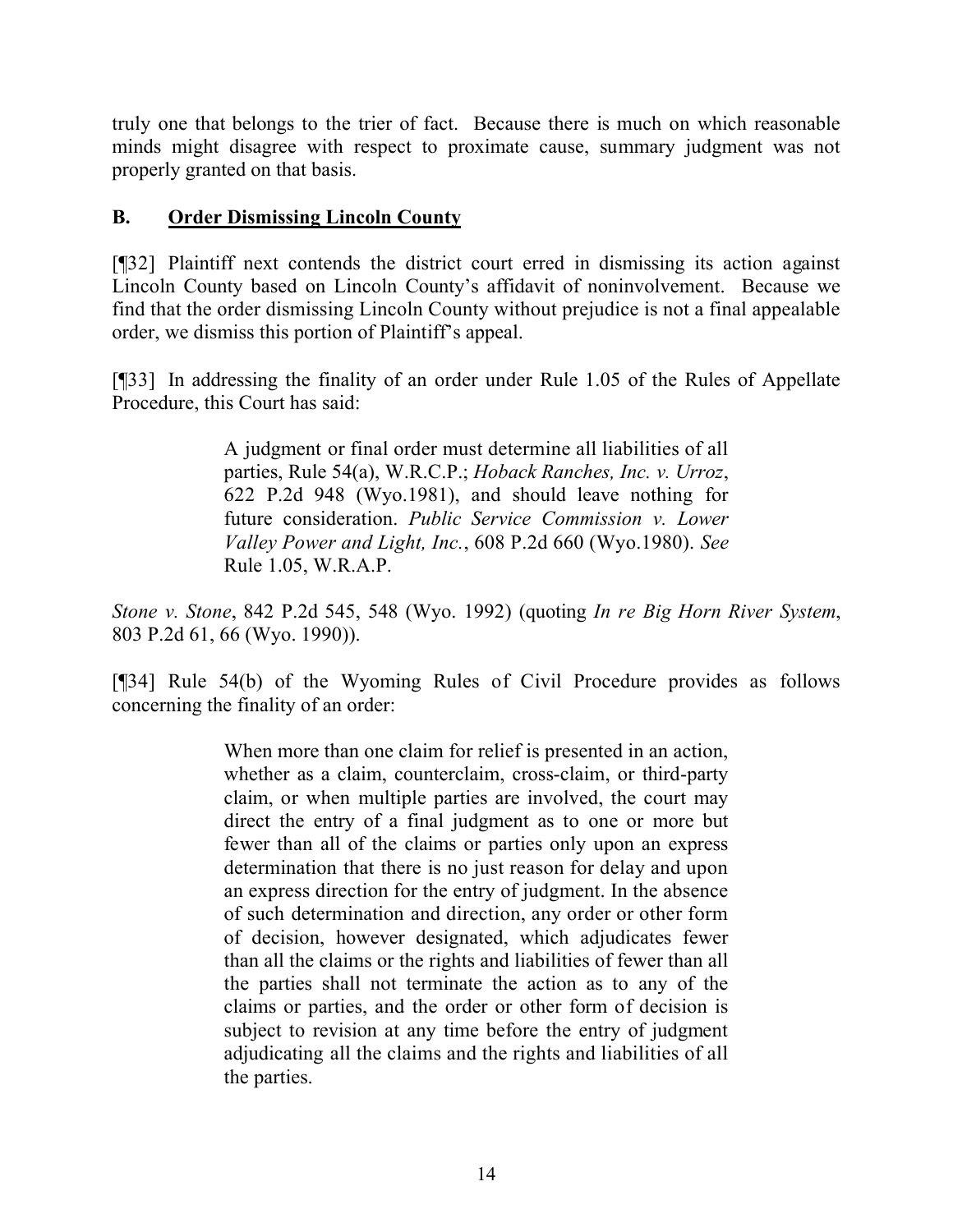truly one that belongs to the trier of fact. Because there is much on which reasonable minds might disagree with respect to proximate cause, summary judgment was not properly granted on that basis.

## B. Order Dismissing Lincoln County

[¶32] Plaintiff next contends the district court erred in dismissing its action against Lincoln County based on Lincoln County's affidavit of noninvolvement. Because we find that the order dismissing Lincoln County without prejudice is not a final appealable order, we dismiss this portion of Plaintiff's appeal.

[¶33] In addressing the finality of an order under Rule 1.05 of the Rules of Appellate Procedure, this Court has said:

> A judgment or final order must determine all liabilities of all parties, Rule 54(a), W.R.C.P.; *Hoback Ranches, Inc. v. Urroz*, 622 P.2d 948 (Wyo.1981), and should leave nothing for future consideration. *Public Service Commission v. Lower Valley Power and Light, Inc.*, 608 P.2d 660 (Wyo.1980). *See* Rule 1.05, W.R.A.P.

*Stone v. Stone*, 842 P.2d 545, 548 (Wyo. 1992) (quoting *In re Big Horn River System*, 803 P.2d 61, 66 (Wyo. 1990)).

[¶34] Rule 54(b) of the Wyoming Rules of Civil Procedure provides as follows concerning the finality of an order:

> When more than one claim for relief is presented in an action, whether as a claim, counterclaim, cross-claim, or third-party claim, or when multiple parties are involved, the court may direct the entry of a final judgment as to one or more but fewer than all of the claims or parties only upon an express determination that there is no just reason for delay and upon an express direction for the entry of judgment. In the absence of such determination and direction, any order or other form of decision, however designated, which adjudicates fewer than all the claims or the rights and liabilities of fewer than all the parties shall not terminate the action as to any of the claims or parties, and the order or other form of decision is subject to revision at any time before the entry of judgment adjudicating all the claims and the rights and liabilities of all the parties.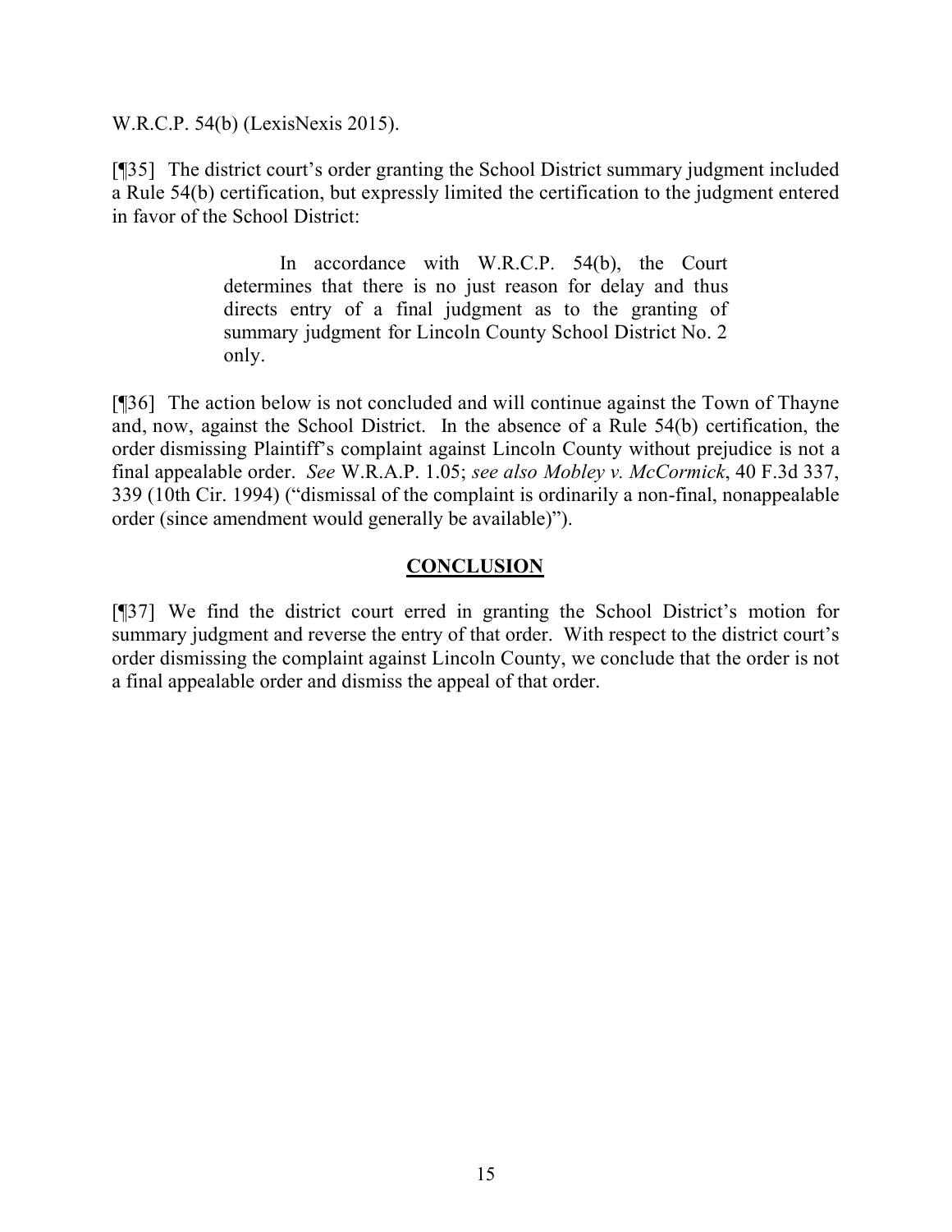W.R.C.P. 54(b) (LexisNexis 2015).

[¶35] The district court's order granting the School District summary judgment included a Rule 54(b) certification, but expressly limited the certification to the judgment entered in favor of the School District:

> In accordance with W.R.C.P. 54(b), the Court determines that there is no just reason for delay and thus directs entry of a final judgment as to the granting of summary judgment for Lincoln County School District No. 2 only.

[¶36] The action below is not concluded and will continue against the Town of Thayne and, now, against the School District. In the absence of a Rule 54(b) certification, the order dismissing Plaintiff's complaint against Lincoln County without prejudice is not a final appealable order. *See* W.R.A.P. 1.05; *see also Mobley v. McCormick*, 40 F.3d 337, 339 (10th Cir. 1994) ("dismissal of the complaint is ordinarily a non-final, nonappealable order (since amendment would generally be available)").

## CONCLUSION

[¶37] We find the district court erred in granting the School District's motion for summary judgment and reverse the entry of that order. With respect to the district court's order dismissing the complaint against Lincoln County, we conclude that the order is not a final appealable order and dismiss the appeal of that order.